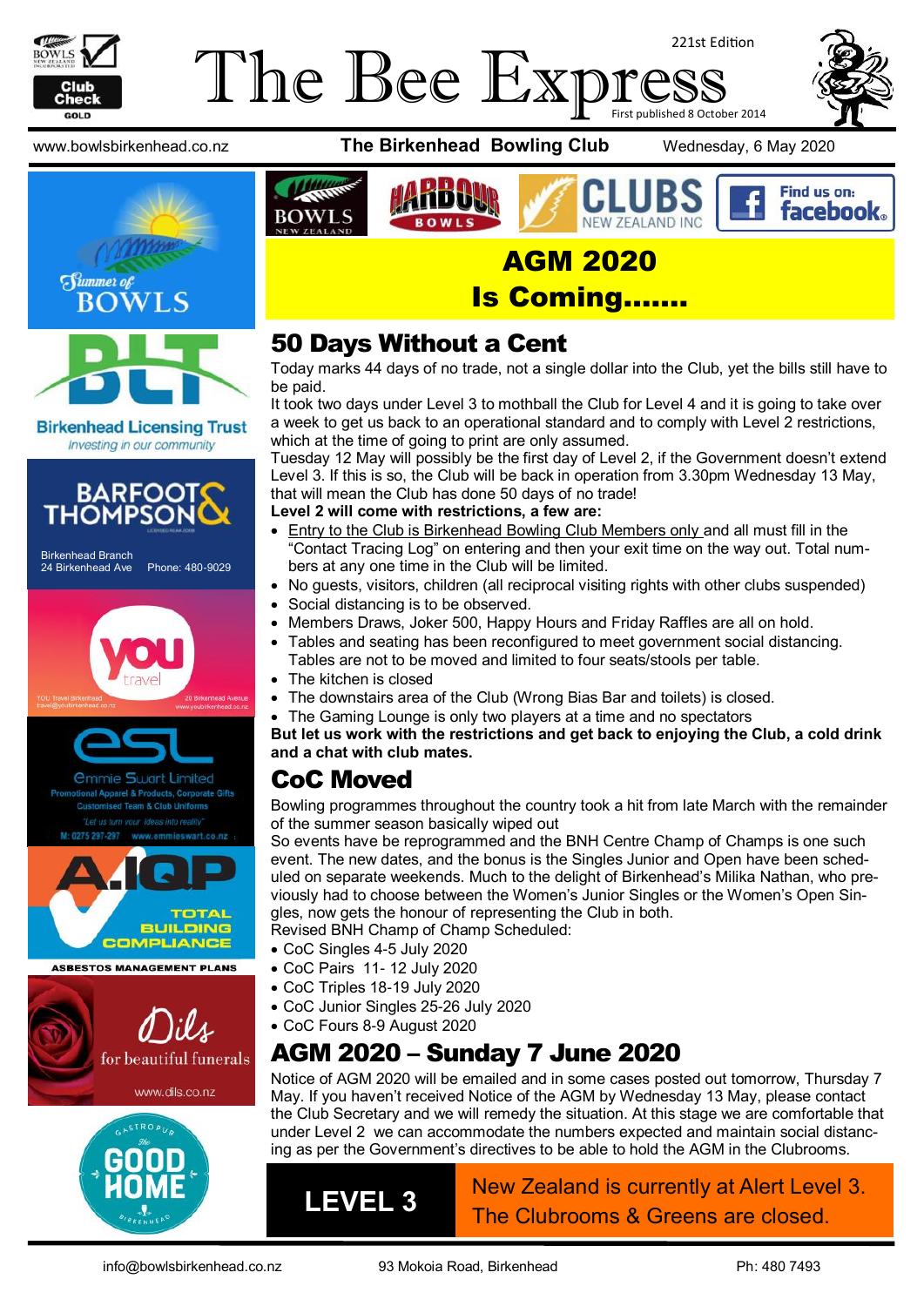# The Bee Express

221st Edition

First published 8 October 2014

www.bowlsbirkenhead.co.nz | **The Birkenhead Bowling Club** | Wednesday, 6 May 2020

## AGM 2020 Is Coming…….

## 50 Days Without a Cent

Today marks 44 days of no trade, not a single dollar into the Club, yet the bills still have to be paid.

It took two days under Level 3 to mothball the Club for Level 4 and it is going to take over a week to get us back to an operational standard and to comply with Level 2 restrictions, which at the time of going to print are only assumed.

Tuesday 12 May will possibly be the first day of Level 2, if the Government doesn't extend Level 3. If this is so, the Club will be back in operation from 3.30pm Wednesday 13 May, that will mean the Club has done 50 days of no trade!

**Level 2 will come with restrictions, a few are:**

- Entry to the Club is Birkenhead Bowling Club Members only and all must fill in the "Contact Tracing Log" on entering and then your exit time on the way out. Total numbers at any one time in the Club will be limited.
- No guests, visitors, children (all reciprocal visiting rights with other clubs suspended)
- Social distancing is to be observed.
- Members Draws, Joker 500, Happy Hours and Friday Raffles are all on hold.
- Tables and seating has been reconfigured to meet government social distancing. Tables are not to be moved and limited to four seats/stools per table.
- The kitchen is closed
- The downstairs area of the Club (Wrong Bias Bar and toilets) is closed.
- The Gaming Lounge is only two players at a time and no spectators

**But let us work with the restrictions and get back to enjoying the Club, a cold drink and a chat with club mates.**

## CoC Moved

Bowling programmes throughout the country took a hit from late March with the remainder of the summer season basically wiped out

So events have be reprogrammed and the BNH Centre Champ of Champs is one such event. The new dates, and the bonus is the Singles Junior and Open have been scheduled on separate weekends. Much to the delight of Birkenhead's Milika Nathan, who previously had to choose between the Women's Junior Singles or the Women's Open Singles, now gets the honour of representing the Club in both.

Revised BNH Champ of Champ Scheduled:

- CoC Singles 4-5 July 2020
- CoC Pairs 11- 12 July 2020
- CoC Triples 18-19 July 2020
- CoC Junior Singles 25-26 July 2020
- CoC Fours 8-9 August 2020

## AGM 2020 – Sunday 7 June 2020

Notice of AGM 2020 will be emailed and in some cases posted out tomorrow, Thursday 7 May. If you haven't received Notice of the AGM by Wednesday 13 May, please contact the Club Secretary and we will remedy the situation. At this stage we are comfortable that under Level 2 we can accommodate the numbers expected and maintain social distancing as per the Government's directives to be able to hold the AGM in the Clubrooms.

**LEVEL 3** — New Zealand is currently at Alert Level 3. The Clubrooms & Greens are closed.

Summer of Bowls

Birkenhead Licensing Trust — Investing in our community

Barfoot & Thompson — Birkenhead Branch, 24 Birkenhead Ave, Phone: 480-9029

You Travel Birkenhead — 20 Birkenhead Avenue

esl — Emmie Swart Limited — Promotional Apparel & Products, Corporate Gifts, Customised Team & Club Uniforms — "Let us turn your ideas into reality" — M: 0275 297-297 www.emmieswart.co.nz

A.IQP — Total Building Compliance — Asbestos Management Plans

Dils for beautiful funerals — www.dils.co.nz

Gastropub The Good Home Birkenhead

info@bowlsbirkenhead.co.nz | 93 Mokoia Road, Birkenhead | Ph: 480 7493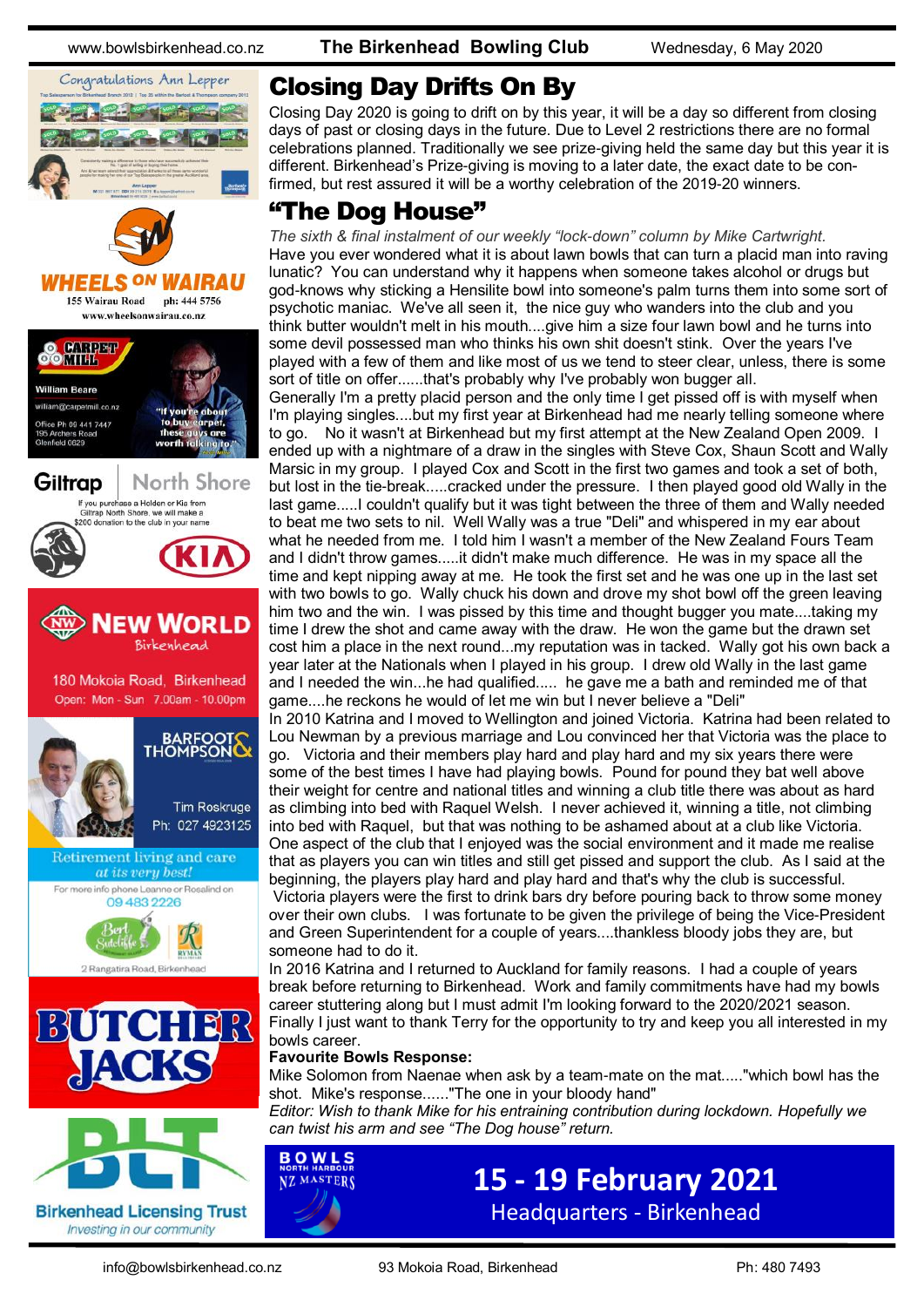# Closing Day Drifts On By

Closing Day 2020 is going to drift on by this year, it will be a day so different from closing days of past or closing days in the future. Due to Level 2 restrictions there are no formal celebrations planned. Traditionally we see prize-giving held the same day but this year it is different. Birkenhead's Prize-giving is moving to a later date, the exact date to be confirmed, but rest assured it will be a worthy celebration of the 2019-20 winners.

# "The Dog House"

*The sixth & final instalment of our weekly "lock-down" column by Mike Cartwright.*

Have you ever wondered what it is about lawn bowls that can turn a placid man into raving lunatic? You can understand why it happens when someone takes alcohol or drugs but god-knows why sticking a Hensilite bowl into someone's palm turns them into some sort of psychotic maniac. We've all seen it, the nice guy who wanders into the club and you think butter wouldn't melt in his mouth....give him a size four lawn bowl and he turns into some devil possessed man who thinks his own shit doesn't stink. Over the years I've played with a few of them and like most of us we tend to steer clear, unless, there is some sort of title on offer......that's probably why I've probably won bugger all.

Generally I'm a pretty placid person and the only time I get pissed off is with myself when I'm playing singles....but my first year at Birkenhead had me nearly telling someone where to go. No it wasn't at Birkenhead but my first attempt at the New Zealand Open 2009. I ended up with a nightmare of a draw in the singles with Steve Cox, Shaun Scott and Wally Marsic in my group. I played Cox and Scott in the first two games and took a set of both, but lost in the tie-break.....cracked under the pressure. I then played good old Wally in the last game.....I couldn't qualify but it was tight between the three of them and Wally needed to beat me two sets to nil. Well Wally was a true "Deli" and whispered in my ear about what he needed from me. I told him I wasn't a member of the New Zealand Fours Team and I didn't throw games.....it didn't make much difference. He was in my space all the time and kept nipping away at me. He took the first set and he was one up in the last set with two bowls to go. Wally chuck his down and drove my shot bowl off the green leaving him two and the win. I was pissed by this time and thought bugger you mate....taking my time I drew the shot and came away with the draw. He won the game but the drawn set cost him a place in the next round...my reputation was in tacked. Wally got his own back a year later at the Nationals when I played in his group. I drew old Wally in the last game and I needed the win...he had qualified..... he gave me a bath and reminded me of that game....he reckons he would of let me win but I never believe a "Deli"

In 2010 Katrina and I moved to Wellington and joined Victoria. Katrina had been related to Lou Newman by a previous marriage and Lou convinced her that Victoria was the place to go. Victoria and their members play hard and play hard and my six years there were some of the best times I have had playing bowls. Pound for pound they bat well above their weight for centre and national titles and winning a club title there was about as hard as climbing into bed with Raquel Welsh. I never achieved it, winning a title, not climbing into bed with Raquel, but that was nothing to be ashamed about at a club like Victoria. One aspect of the club that I enjoyed was the social environment and it made me realise that as players you can win titles and still get pissed and support the club. As I said at the beginning, the players play hard and play hard and that's why the club is successful. Victoria players were the first to drink bars dry before pouring back to throw some money over their own clubs. I was fortunate to be given the privilege of being the Vice-President and Green Superintendent for a couple of years....thankless bloody jobs they are, but someone had to do it.

In 2016 Katrina and I returned to Auckland for family reasons. I had a couple of years break before returning to Birkenhead. Work and family commitments have had my bowls career stuttering along but I must admit I'm looking forward to the 2020/2021 season. Finally I just want to thank Terry for the opportunity to try and keep you all interested in my bowls career.

**Favourite Bowls Response:**

Mike Solomon from Naenae when ask by a team-mate on the mat....."which bowl has the shot. Mike's response......"The one in your bloody hand"

*Editor: Wish to thank Mike for his entraining contribution during lockdown. Hopefully we can twist his arm and see "The Dog house" return.*

BOWLS NORTH HARBOUR NZ MASTERS

**15 - 19 February 2021**

Headquarters - Birkenhead

Congratulations Ann Lepper

WHEELS ON WAIRAU
155 Wairau Road ph: 444 5756
www.wheelsonwairau.co.nz

CARPET MILL
William Beare
william@carpetmill.co.nz
Office Ph 09 441 7447
195 Archers Road
Glenfield 0629
"If you're about to buy carpet, these guys are worth talking to"

Giltrap North Shore
If you purchase a Holden or Kia from Giltrap North Shore, we will make a $200 donation to the club in your name

NEW WORLD Birkenhead
180 Mokoia Road, Birkenhead
Open: Mon - Sun 7.00am - 10.00pm

BARFOOT & THOMPSON
Tim Roskruge
Ph: 027 4923125

Retirement living and care at its very best!
For more info phone Leanne or Rosalind on 09 483 2226
Bert Sutcliffe RYMAN
2 Rangatira Road, Birkenhead

BUTCHER JACKS

BLT
Birkenhead Licensing Trust
Investing in our community